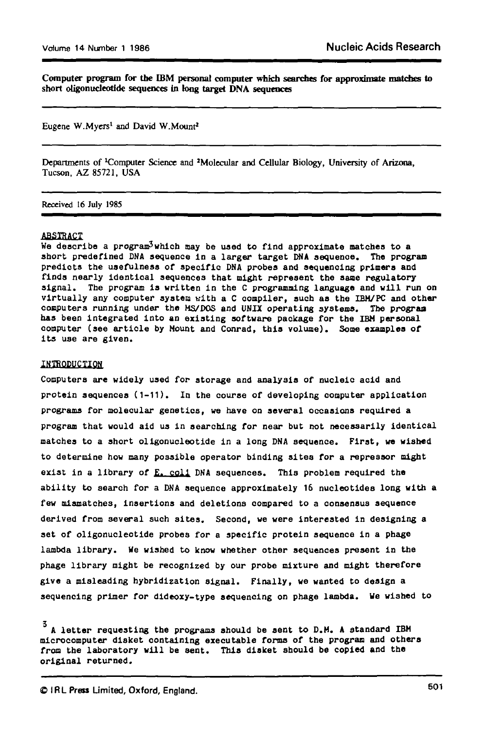# Computer program for the IBM personal computer which searches for approximate matches to short oligonucleotide sequences in long target DNA sequences

Eugene W.Myers[1] and David W.Mount[2]

Departments of [1]Computer Science and [2]Molecular and Cellular Biology, University of Arizona, Tucson, AZ 85721, USA

Received 16 July 1985

## ABSTRACT

We describe a program[3] which may be used to find approximate matches to a short predefined DNA sequence in a larger target DNA sequence. The program predicts the usefulness of specific DNA probes and sequencing primers and finds nearly identical sequences that might represent the same regulatory signal. The program is written in the C programming language and will run on virtually any computer system with a C compiler, such as the IBM/PC and other computers running under the MS/DOS and UNIX operating systems. The program has been integrated into an existing software package for the IBM personal computer (see article by Mount and Conrad, this volume). Some examples of its use are given.

## INTRODUCTION

Computers are widely used for storage and analysis of nucleic acid and protein sequences (1-11). In the course of developing computer application programs for molecular genetics, we have on several occasions required a program that would aid us in searching for near but not necessarily identical matches to a short oligonucleotide in a long DNA sequence. First, we wished to determine how many possible operator binding sites for a repressor might exist in a library of *E. coli* DNA sequences. This problem required the ability to search for a DNA sequence approximately 16 nucleotides long with a few mismatches, insertions and deletions compared to a consensus sequence derived from several such sites. Second, we were interested in designing a set of oligonucleotide probes for a specific protein sequence in a phage lambda library. We wished to know whether other sequences present in the phage library might be recognized by our probe mixture and might therefore give a misleading hybridization signal. Finally, we wanted to design a sequencing primer for dideoxy-type sequencing on phage lambda. We wished to

[3] A letter requesting the programs should be sent to D.M. A standard IBM microcomputer disket containing executable forms of the program and others from the laboratory will be sent. This disket should be copied and the original returned.

© IRL Press Limited, Oxford, England.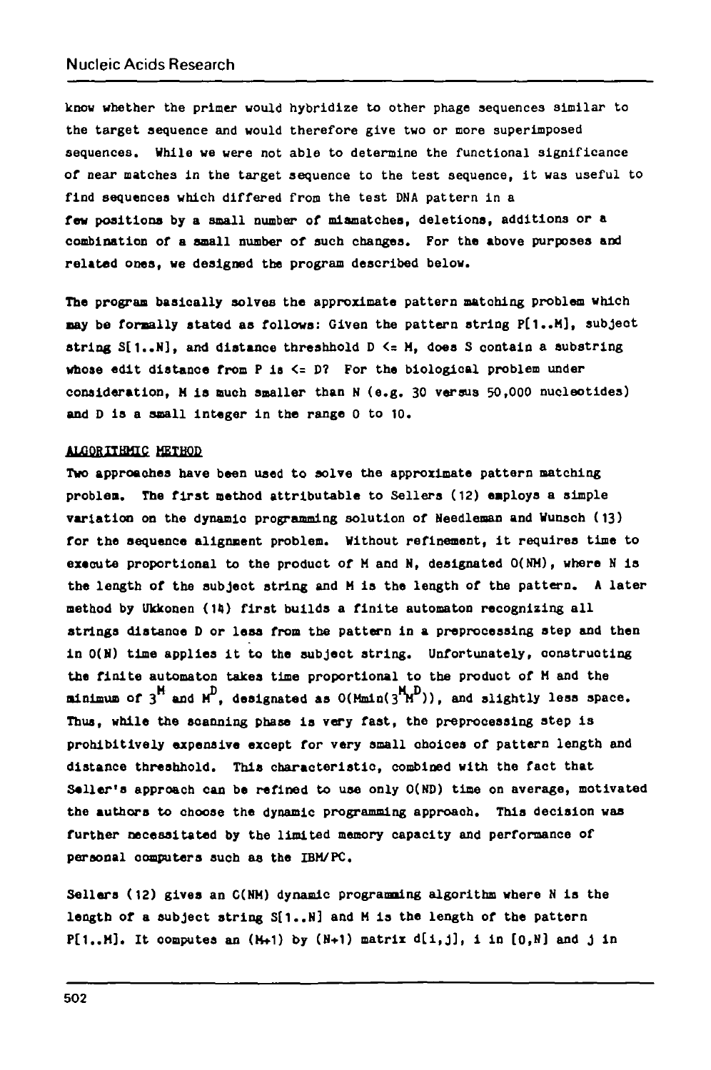know whether the primer would hybridize to other phage sequences similar to the target sequence and would therefore give two or more superimposed sequences. While we were not able to determine the functional significance of near matches in the target sequence to the test sequence, it was useful to find sequences which differed from the test DNA pattern in a few positions by a small number of mismatches, deletions, additions or a combination of a small number of such changes. For the above purposes and related ones, we designed the program described below.

The program basically solves the approximate pattern matching problem which may be formally stated as follows: Given the pattern string P[1..M], subject string S[1..N], and distance threshhold $D \le M$, does S contain a substring whose edit distance from P is $\le D$? For the biological problem under consideration, M is much smaller than N (e.g. 30 versus 50,000 nucleotides) and D is a small integer in the range 0 to 10.

## ALGORITHMIC METHOD

Two approaches have been used to solve the approximate pattern matching problem. The first method attributable to Sellers (12) employs a simple variation on the dynamic programming solution of Needleman and Wunsch (13) for the sequence alignment problem. Without refinement, it requires time to execute proportional to the product of M and N, designated O(NM), where N is the length of the subject string and M is the length of the pattern. A later method by Ukkonen (14) first builds a finite automaton recognizing all strings distance D or less from the pattern in a preprocessing step and then in O(N) time applies it to the subject string. Unfortunately, constructing the finite automaton takes time proportional to the product of M and the minimum of $3^M$ and $M^D$, designated as $O(M\min(3^M M^D))$, and slightly less space. Thus, while the scanning phase is very fast, the preprocessing step is prohibitively expensive except for very small choices of pattern length and distance threshhold. This characteristic, combined with the fact that Seller's approach can be refined to use only O(ND) time on average, motivated the authors to choose the dynamic programming approach. This decision was further necessitated by the limited memory capacity and performance of personal computers such as the IBM/PC.

Sellers (12) gives an C(NM) dynamic programming algorithm where N is the length of a subject string S[1..N] and M is the length of the pattern P[1..M]. It computes an (M+1) by (N+1) matrix d[i,j], i in [0,N] and j in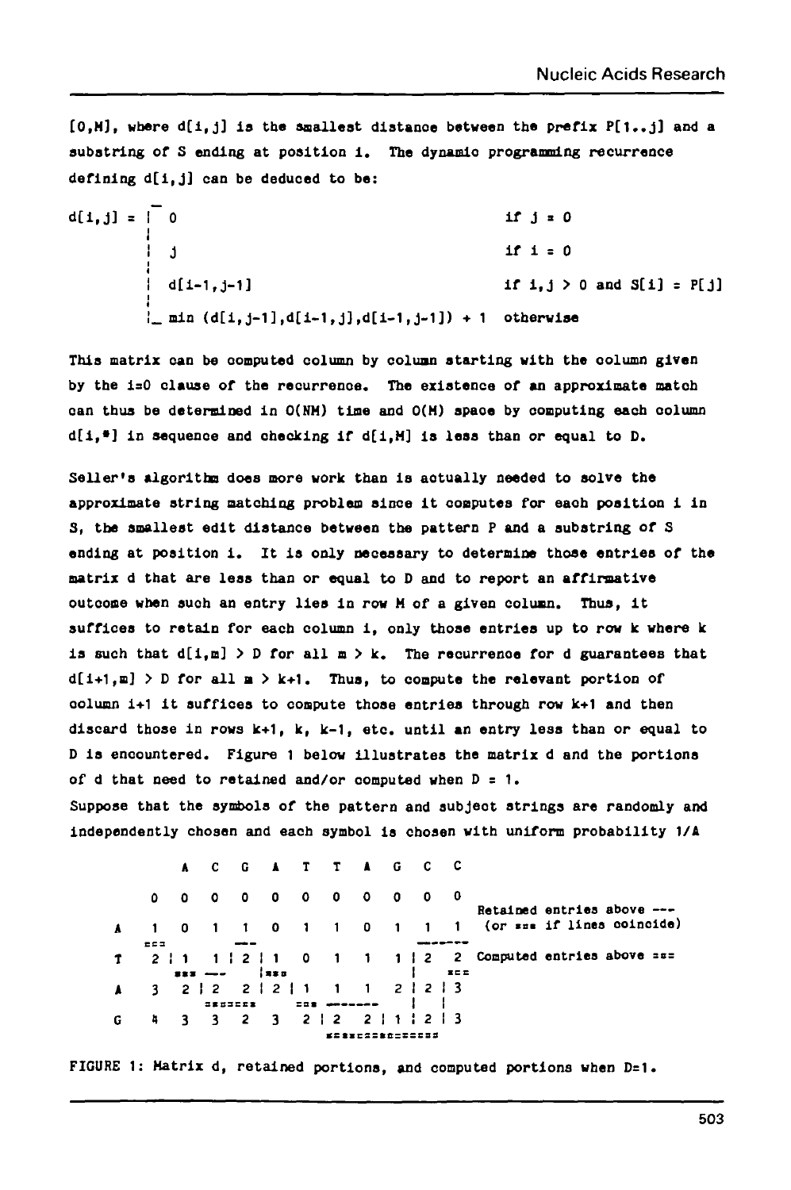[0,M], where d[i,j] is the smallest distance between the prefix P[1..j] and a substring of S ending at position i. The dynamic programming recurrence defining d[i,j] can be deduced to be:

$$d[i,j] = \begin{cases} 0 & \text{if } j = 0 \\ j & \text{if } i = 0 \\ d[i-1,j-1] & \text{if } i,j > 0 \text{ and } S[i] = P[j] \\ \min(d[i,j-1], d[i-1,j], d[i-1,j-1]) + 1 & \text{otherwise} \end{cases}$$

This matrix can be computed column by column starting with the column given by the i=0 clause of the recurrence. The existence of an approximate match can thus be determined in O(NM) time and O(M) space by computing each column d[i,*] in sequence and checking if d[i,M] is less than or equal to D.

Seller's algorithm does more work than is actually needed to solve the approximate string matching problem since it computes for each position i in S, the smallest edit distance between the pattern P and a substring of S ending at position i. It is only necessary to determine those entries of the matrix d that are less than or equal to D and to report an affirmative outcome when such an entry lies in row M of a given column. Thus, it suffices to retain for each column i, only those entries up to row k where k is such that d[i,m] > D for all m > k. The recurrence for d guarantees that d[i+1,m] > D for all m > k+1. Thus, to compute the relevant portion of column i+1 it suffices to compute those entries through row k+1 and then discard those in rows k+1, k, k-1, etc. until an entry less than or equal to D is encountered. Figure 1 below illustrates the matrix d and the portions of d that need to retained and/or computed when D = 1.

Suppose that the symbols of the pattern and subject strings are randomly and independently chosen and each symbol is chosen with uniform probability 1/A

|   |   | A | C | G | A | T | T | A | G | C | C |
|---|---|---|---|---|---|---|---|---|---|---|---|
|   | 0 | 0 | 0 | 0 | 0 | 0 | 0 | 0 | 0 | 0 | 0 |
| A | 1 | 0 | 1 | 1 | 0 | 1 | 1 | 0 | 1 | 1 | 1 |
| T | 2 | 1 | 1 | 2 | 1 | 0 | 1 | 1 | 1 | 2 | 2 |
| A | 3 | 2 | 2 | 2 | 2 | 1 | 1 | 1 | 2 | 2 | 3 |
| G | 4 | 3 | 3 | 2 | 3 | 2 | 2 | 2 | 1 | 2 | 3 |

Retained entries above --- (or === if lines coincide)

Computed entries above ===

FIGURE 1: Matrix d, retained portions, and computed portions when D=1.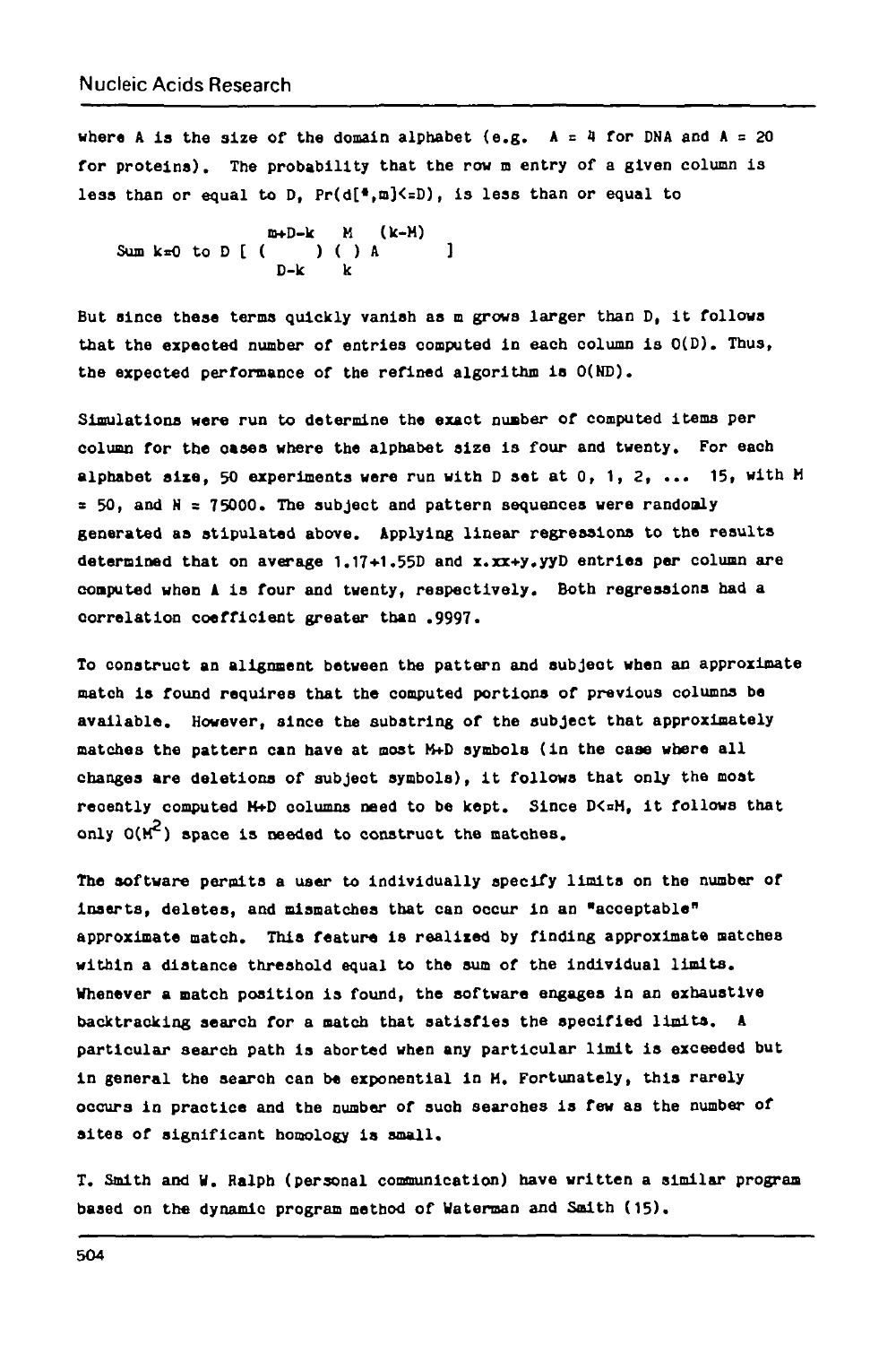where A is the size of the domain alphabet (e.g. $A = 4$ for DNA and $A = 20$ for proteins). The probability that the row m entry of a given column is less than or equal to D, $Pr(d[*,m] <= D)$, is less than or equal to

$$\text{Sum } k=0 \text{ to } D \left[ \binom{m+D-k}{D-k} \binom{M}{k} A^{(k-M)} \right]$$

But since these terms quickly vanish as m grows larger than D, it follows that the expected number of entries computed in each column is O(D). Thus, the expected performance of the refined algorithm is O(ND).

Simulations were run to determine the exact number of computed items per column for the cases where the alphabet size is four and twenty. For each alphabet size, 50 experiments were run with D set at 0, 1, 2, ... 15, with M = 50, and N = 75000. The subject and pattern sequences were randomly generated as stipulated above. Applying linear regressions to the results determined that on average 1.17+1.55D and x.xx+y.yyD entries per column are computed when A is four and twenty, respectively. Both regressions had a correlation coefficient greater than .9997.

To construct an alignment between the pattern and subject when an approximate match is found requires that the computed portions of previous columns be available. However, since the substring of the subject that approximately matches the pattern can have at most M+D symbols (in the case where all changes are deletions of subject symbols), it follows that only the most recently computed M+D columns need to be kept. Since D<=M, it follows that only $O(M^2)$ space is needed to construct the matches.

The software permits a user to individually specify limits on the number of inserts, deletes, and mismatches that can occur in an "acceptable" approximate match. This feature is realized by finding approximate matches within a distance threshold equal to the sum of the individual limits. Whenever a match position is found, the software engages in an exhaustive backtracking search for a match that satisfies the specified limits. A particular search path is aborted when any particular limit is exceeded but in general the search can be exponential in M. Fortunately, this rarely occurs in practice and the number of such searches is few as the number of sites of significant homology is small.

T. Smith and W. Ralph (personal communication) have written a similar program based on the dynamic program method of Waterman and Smith (15).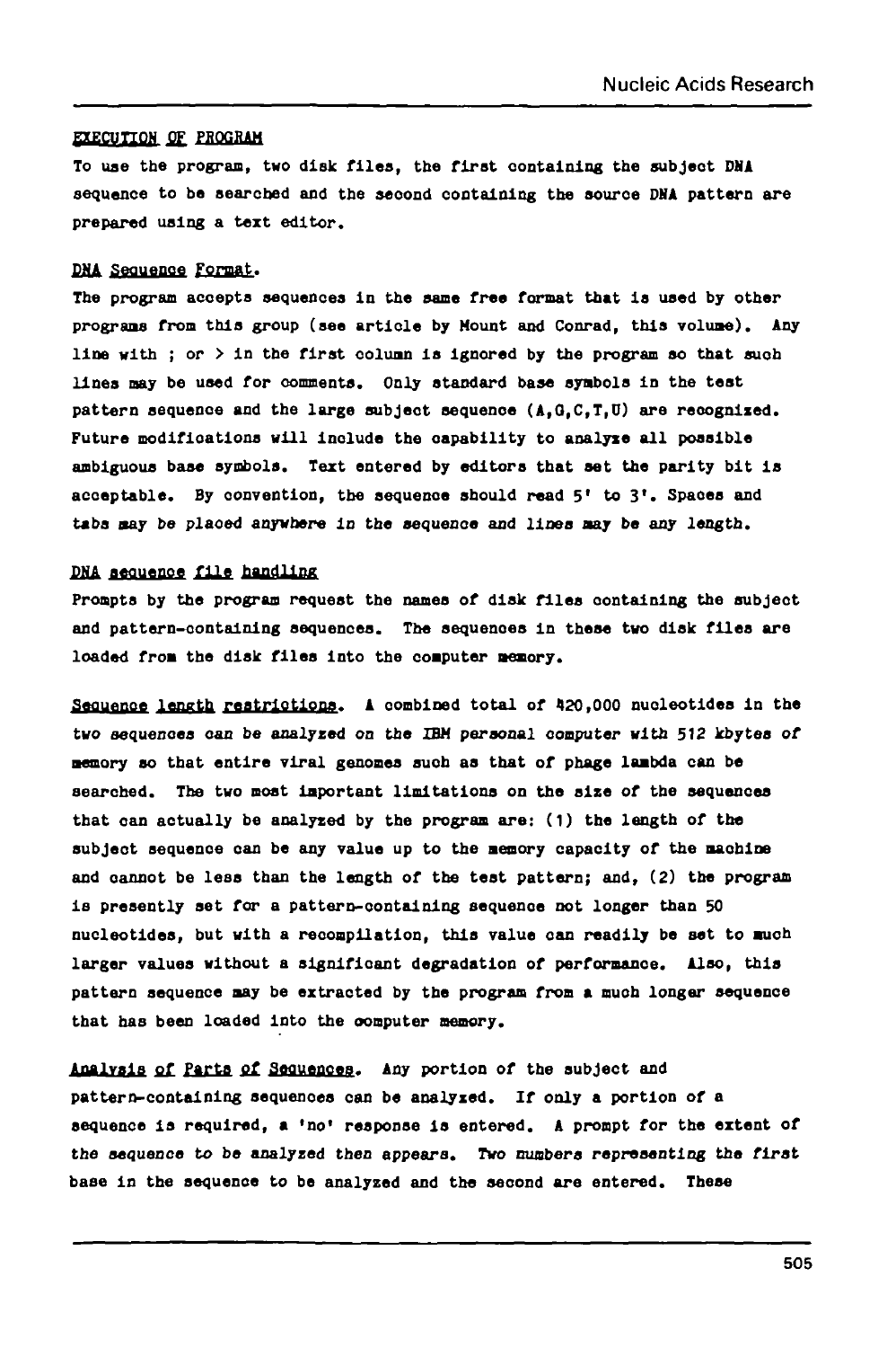## EXECUTION OF PROGRAM

To use the program, two disk files, the first containing the subject DNA sequence to be searched and the second containing the source DNA pattern are prepared using a text editor.

### DNA Sequence Format.

The program accepts sequences in the same free format that is used by other programs from this group (see article by Mount and Conrad, this volume). Any line with ; or > in the first column is ignored by the program so that such lines may be used for comments. Only standard base symbols in the test pattern sequence and the large subject sequence (A,G,C,T,U) are recognized. Future modifications will include the capability to analyze all possible ambiguous base symbols. Text entered by editors that set the parity bit is acceptable. By convention, the sequence should read 5' to 3'. Spaces and tabs may be placed anywhere in the sequence and lines may be any length.

### DNA sequence file handling

Prompts by the program request the names of disk files containing the subject and pattern-containing sequences. The sequences in these two disk files are loaded from the disk files into the computer memory.

Sequence length restrictions. A combined total of 420,000 nucleotides in the two sequences can be analyzed on the IBM personal computer with 512 kbytes of memory so that entire viral genomes such as that of phage lambda can be searched. The two most important limitations on the size of the sequences that can actually be analyzed by the program are: (1) the length of the subject sequence can be any value up to the memory capacity of the machine and cannot be less than the length of the test pattern; and, (2) the program is presently set for a pattern-containing sequence not longer than 50 nucleotides, but with a recompilation, this value can readily be set to much larger values without a significant degradation of performance. Also, this pattern sequence may be extracted by the program from a much longer sequence that has been loaded into the computer memory.

Analysis of Parts of Sequences. Any portion of the subject and pattern-containing sequences can be analyzed. If only a portion of a sequence is required, a 'no' response is entered. A prompt for the extent of the sequence to be analyzed then appears. Two numbers representing the first base in the sequence to be analyzed and the second are entered. These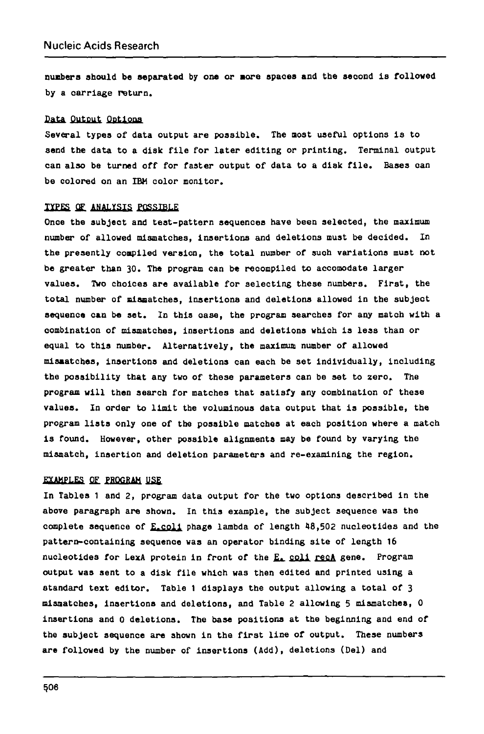numbers should be separated by one or more spaces and the second is followed by a carriage return.

### Data Output Options

Several types of data output are possible. The most useful options is to send the data to a disk file for later editing or printing. Terminal output can also be turned off for faster output of data to a disk file. Bases can be colored on an IBM color monitor.

## TYPES OF ANALYSIS POSSIBLE

Once the subject and test-pattern sequences have been selected, the maximum number of allowed mismatches, insertions and deletions must be decided. In the presently compiled version, the total number of such variations must not be greater than 30. The program can be recompiled to accomodate larger values. Two choices are available for selecting these numbers. First, the total number of mismatches, insertions and deletions allowed in the subject sequence can be set. In this case, the program searches for any match with a combination of mismatches, insertions and deletions which is less than or equal to this number. Alternatively, the maximum number of allowed mismatches, insertions and deletions can each be set individually, including the possibility that any two of these parameters can be set to zero. The program will then search for matches that satisfy any combination of these values. In order to limit the voluminous data output that is possible, the program lists only one of the possible matches at each position where a match is found. However, other possible alignments may be found by varying the mismatch, insertion and deletion parameters and re-examining the region.

## EXAMPLES OF PROGRAM USE

In Tables 1 and 2, program data output for the two options described in the above paragraph are shown. In this example, the subject sequence was the complete sequence of *E.coli* phage lambda of length 48,502 nucleotides and the pattern-containing sequence was an operator binding site of length 16 nucleotides for LexA protein in front of the *E. coli recA* gene. Program output was sent to a disk file which was then edited and printed using a standard text editor. Table 1 displays the output allowing a total of 3 mismatches, insertions and deletions, and Table 2 allowing 5 mismatches, 0 insertions and 0 deletions. The base positions at the beginning and end of the subject sequence are shown in the first line of output. These numbers are followed by the number of insertions (Add), deletions (Del) and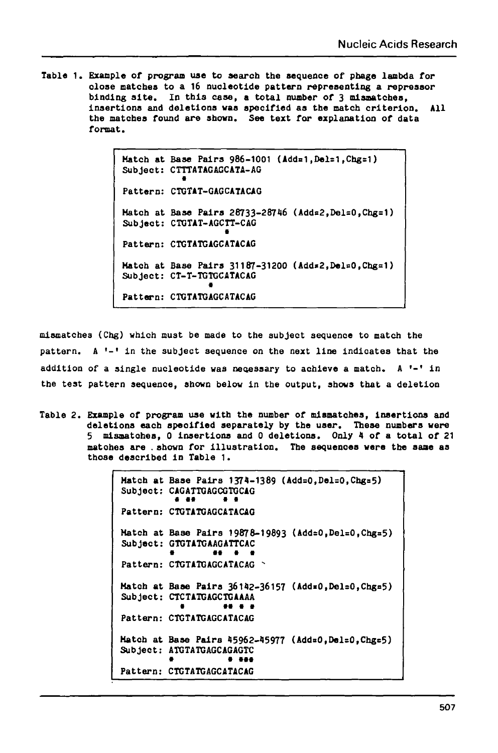Table 1. Example of program use to search the sequence of phage lambda for close matches to a 16 nucleotide pattern representing a repressor binding site. In this case, a total number of 3 mismatches, insertions and deletions was specified as the match criterion. All the matches found are shown. See text for explanation of data format.

```
Match at Base Pairs 986-1001 (Add=1,Del=1,Chg=1)
Subject: CTTTATAGAGCATA-AG
             *
Pattern: CTGTAT-GAGCATACAG

Match at Base Pairs 28733-28746 (Add=2,Del=0,Chg=1)
Subject: CTGTAT-AGCTT-CAG
                   *
Pattern: CTGTATGAGCATACAG

Match at Base Pairs 31187-31200 (Add=2,Del=0,Chg=1)
Subject: CT-T-TGTGCATACAG
               *
Pattern: CTGTATGAGCATACAG
```

mismatches (Chg) which must be made to the subject sequence to match the pattern. A '-' in the subject sequence on the next line indicates that the addition of a single nucleotide was necessary to achieve a match. A '-' in the test pattern sequence, shown below in the output, shows that a deletion

Table 2. Example of program use with the number of mismatches, insertions and deletions each specified separately by the user. These numbers were 5 mismatches, 0 insertions and 0 deletions. Only 4 of a total of 21 matches are shown for illustration. The sequences were the same as those described in Table 1.

```
Match at Base Pairs 1374-1389 (Add=0,Del=0,Chg=5)
Subject: CAGATTGAGCGTGCAG
          * **     * *
Pattern: CTGTATGAGCATACAG

Match at Base Pairs 19878-19893 (Add=0,Del=0,Chg=5)
Subject: GTGTATGAAGATTCAC
         *       ** * *
Pattern: CTGTATGAGCATACAG

Match at Base Pairs 36142-36157 (Add=0,Del=0,Chg=5)
Subject: CTCTATGAGCTGAAAA
           *       ** * *
Pattern: CTGTATGAGCATACAG

Match at Base Pairs 45962-45977 (Add=0,Del=0,Chg=5)
Subject: ATGTATGAGCAGAGTC
         *         * ***
Pattern: CTGTATGAGCATACAG
```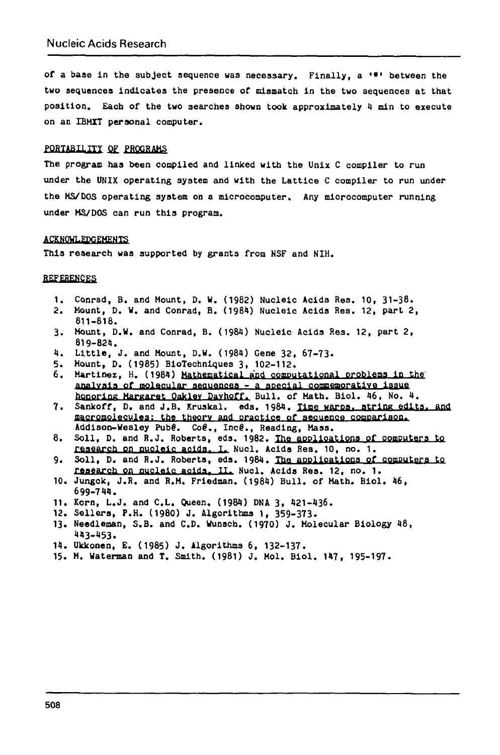of a base in the subject sequence was necessary. Finally, a '*' between the two sequences indicates the presence of mismatch in the two sequences at that position. Each of the two searches shown took approximately 4 min to execute on an IBMXT personal computer.

## PORTABILITY OF PROGRAMS

The program has been compiled and linked with the Unix C compiler to run under the UNIX operating system and with the Lattice C compiler to run under the MS/DOS operating system on a microcomputer. Any microcomputer running under MS/DOS can run this program.

## ACKNOWLEDGEMENTS

This research was supported by grants from NSF and NIH.

## REFERENCES

1. Conrad, B. and Mount, D. W. (1982) Nucleic Acids Res. 10, 31-38.
2. Mount, D. W. and Conrad, B. (1984) Nucleic Acids Res. 12, part 2, 811-818.
3. Mount, D.W. and Conrad, B. (1984) Nucleic Acids Res. 12, part 2, 819-824.
4. Little, J. and Mount, D.W. (1984) Gene 32, 67-73.
5. Mount, D. (1985) BioTechniques 3, 102-112.
6. Martinez, H. (1984) Mathematical and computational problems in the analysis of molecular sequences - a special commemorative issue honoring Margaret Oakley Dayhoff. Bull. of Math. Biol. 46, No. 4.
7. Sankoff, D. and J.B. Kruskal. eds. 1984. Time warps, string edits, and macromolecules: the theory and practice of sequence comparison. Addison-Wesley Pub@. Co@., Inc@., Reading, Mass.
8. Soll, D. and R.J. Roberts, eds. 1982. The applications of computers to research on nucleic acids. I. Nucl. Acids Res. 10, no. 1.
9. Soll, D. and R.J. Roberts, eds. 1984. The applications of computers to research on nucleic acids. II. Nucl. Acids Res. 12, no. 1.
10. Jungck, J.R. and R.M. Friedman. (1984) Bull. of Math. Biol. 46, 699-744.
11. Korn, L.J. and C.L. Queen. (1984) DNA 3, 421-436.
12. Sellers, P.H. (1980) J. Algorithms 1, 359-373.
13. Needleman, S.B. and C.D. Wunsch. (1970) J. Molecular Biology 48, 443-453.
14. Ukkonen, E. (1985) J. Algorithms 6, 132-137.
15. M. Waterman and T. Smith. (1981) J. Mol. Biol. 147, 195-197.